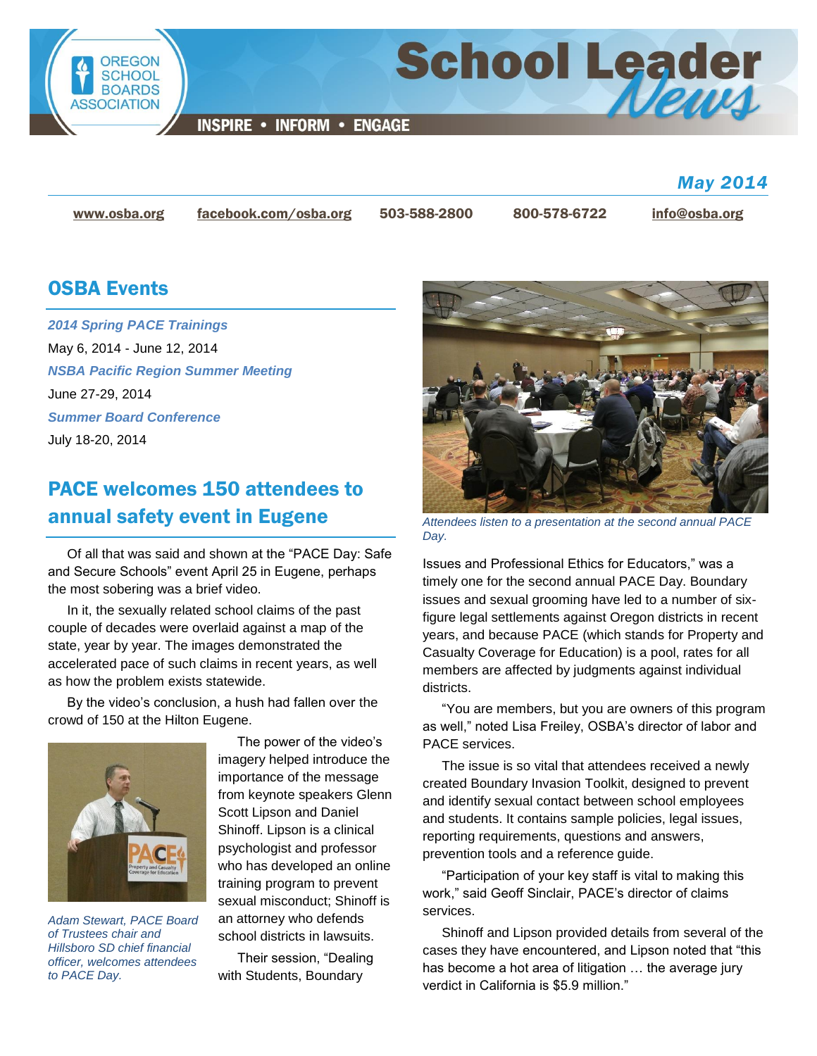# School Leader News

INSPIRE • INFORM • ENGAGE

*May 2014*

www.osba.org | facebook.com/osba.org | 503-588-2800 | 800-578-6722 | info@osba.org

## OSBA Events

***2014 Spring PACE Trainings***

May 6, 2014 - June 12, 2014

***NSBA Pacific Region Summer Meeting***

June 27-29, 2014

***Summer Board Conference***

July 18-20, 2014

## PACE welcomes 150 attendees to annual safety event in Eugene

Of all that was said and shown at the "PACE Day: Safe and Secure Schools" event April 25 in Eugene, perhaps the most sobering was a brief video.

In it, the sexually related school claims of the past couple of decades were overlaid against a map of the state, year by year. The images demonstrated the accelerated pace of such claims in recent years, as well as how the problem exists statewide.

By the video's conclusion, a hush had fallen over the crowd of 150 at the Hilton Eugene.

*Adam Stewart, PACE Board of Trustees chair and Hillsboro SD chief financial officer, welcomes attendees to PACE Day.*

The power of the video's imagery helped introduce the importance of the message from keynote speakers Glenn Scott Lipson and Daniel Shinoff. Lipson is a clinical psychologist and professor who has developed an online training program to prevent sexual misconduct; Shinoff is an attorney who defends school districts in lawsuits.

Their session, "Dealing with Students, Boundary Issues and Professional Ethics for Educators," was a timely one for the second annual PACE Day. Boundary issues and sexual grooming have led to a number of six-figure legal settlements against Oregon districts in recent years, and because PACE (which stands for Property and Casualty Coverage for Education) is a pool, rates for all members are affected by judgments against individual districts.

*Attendees listen to a presentation at the second annual PACE Day.*

"You are members, but you are owners of this program as well," noted Lisa Freiley, OSBA's director of labor and PACE services.

The issue is so vital that attendees received a newly created Boundary Invasion Toolkit, designed to prevent and identify sexual contact between school employees and students. It contains sample policies, legal issues, reporting requirements, questions and answers, prevention tools and a reference guide.

"Participation of your key staff is vital to making this work," said Geoff Sinclair, PACE's director of claims services.

Shinoff and Lipson provided details from several of the cases they have encountered, and Lipson noted that "this has become a hot area of litigation … the average jury verdict in California is $5.9 million."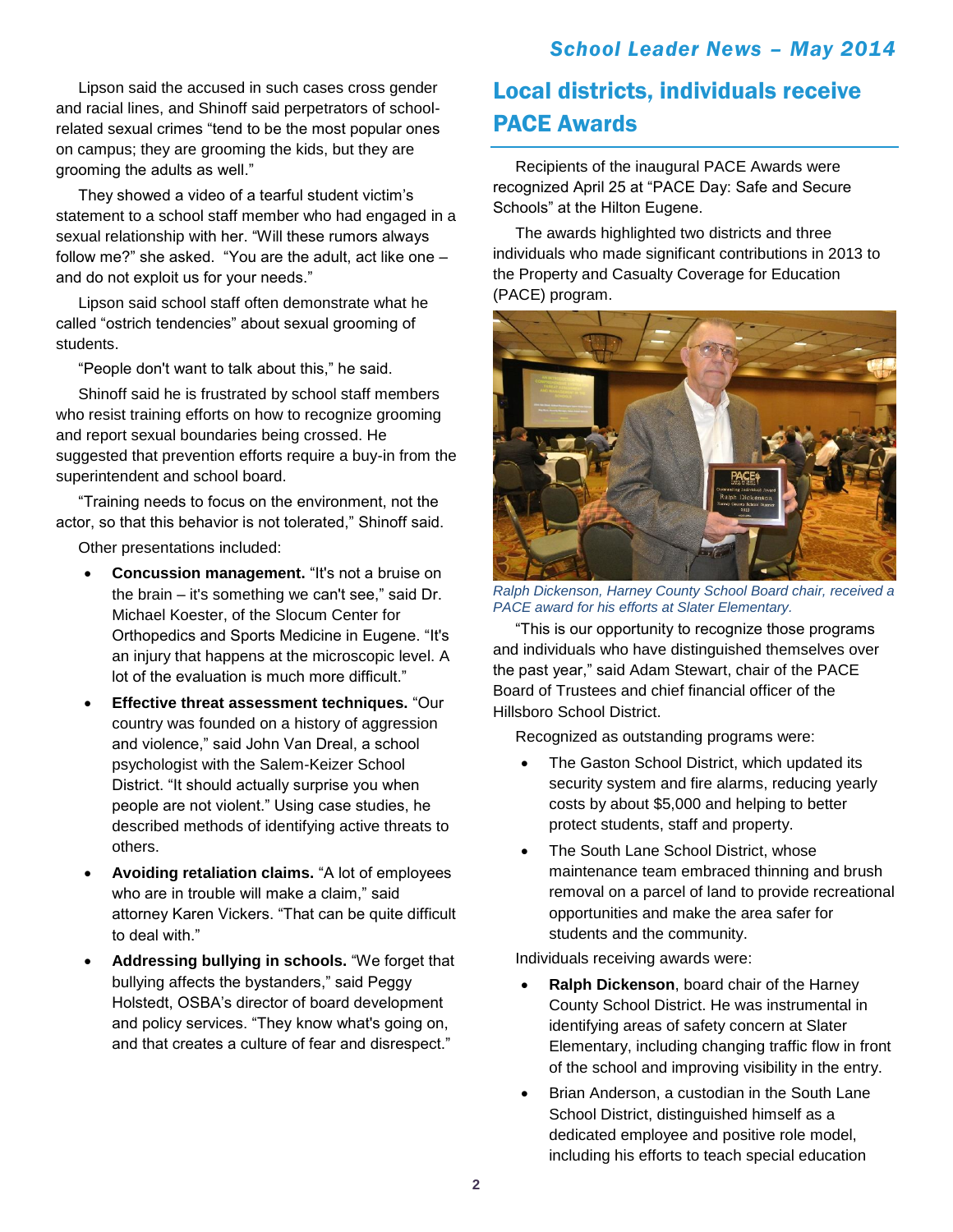Lipson said the accused in such cases cross gender and racial lines, and Shinoff said perpetrators of school-related sexual crimes “tend to be the most popular ones on campus; they are grooming the kids, but they are grooming the adults as well.”

They showed a video of a tearful student victim’s statement to a school staff member who had engaged in a sexual relationship with her. “Will these rumors always follow me?” she asked. “You are the adult, act like one – and do not exploit us for your needs.”

Lipson said school staff often demonstrate what he called “ostrich tendencies” about sexual grooming of students.

“People don't want to talk about this,” he said.

Shinoff said he is frustrated by school staff members who resist training efforts on how to recognize grooming and report sexual boundaries being crossed. He suggested that prevention efforts require a buy-in from the superintendent and school board.

“Training needs to focus on the environment, not the actor, so that this behavior is not tolerated,” Shinoff said.

Other presentations included:

- **Concussion management.** “It's not a bruise on the brain – it's something we can't see,” said Dr. Michael Koester, of the Slocum Center for Orthopedics and Sports Medicine in Eugene. “It's an injury that happens at the microscopic level. A lot of the evaluation is much more difficult.”
- **Effective threat assessment techniques.** “Our country was founded on a history of aggression and violence,” said John Van Dreal, a school psychologist with the Salem-Keizer School District. “It should actually surprise you when people are not violent.” Using case studies, he described methods of identifying active threats to others.
- **Avoiding retaliation claims.** “A lot of employees who are in trouble will make a claim,” said attorney Karen Vickers. “That can be quite difficult to deal with.”
- **Addressing bullying in schools.** “We forget that bullying affects the bystanders,” said Peggy Holstedt, OSBA’s director of board development and policy services. “They know what's going on, and that creates a culture of fear and disrespect.”

## Local districts, individuals receive PACE Awards

Recipients of the inaugural PACE Awards were recognized April 25 at “PACE Day: Safe and Secure Schools” at the Hilton Eugene.

The awards highlighted two districts and three individuals who made significant contributions in 2013 to the Property and Casualty Coverage for Education (PACE) program.

*Ralph Dickenson, Harney County School Board chair, received a PACE award for his efforts at Slater Elementary.*

“This is our opportunity to recognize those programs and individuals who have distinguished themselves over the past year,” said Adam Stewart, chair of the PACE Board of Trustees and chief financial officer of the Hillsboro School District.

Recognized as outstanding programs were:

- The Gaston School District, which updated its security system and fire alarms, reducing yearly costs by about $5,000 and helping to better protect students, staff and property.
- The South Lane School District, whose maintenance team embraced thinning and brush removal on a parcel of land to provide recreational opportunities and make the area safer for students and the community.

Individuals receiving awards were:

- **Ralph Dickenson**, board chair of the Harney County School District. He was instrumental in identifying areas of safety concern at Slater Elementary, including changing traffic flow in front of the school and improving visibility in the entry.
- Brian Anderson, a custodian in the South Lane School District, distinguished himself as a dedicated employee and positive role model, including his efforts to teach special education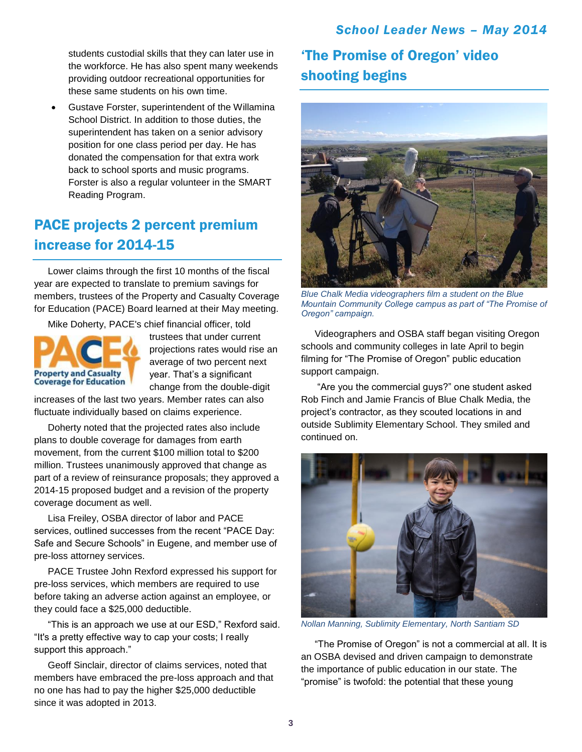students custodial skills that they can later use in the workforce. He has also spent many weekends providing outdoor recreational opportunities for these same students on his own time.

- Gustave Forster, superintendent of the Willamina School District. In addition to those duties, the superintendent has taken on a senior advisory position for one class period per day. He has donated the compensation for that extra work back to school sports and music programs. Forster is also a regular volunteer in the SMART Reading Program.

## PACE projects 2 percent premium increase for 2014-15

Lower claims through the first 10 months of the fiscal year are expected to translate to premium savings for members, trustees of the Property and Casualty Coverage for Education (PACE) Board learned at their May meeting.

Mike Doherty, PACE's chief financial officer, told trustees that under current projections rates would rise an average of two percent next year. That's a significant change from the double-digit increases of the last two years. Member rates can also fluctuate individually based on claims experience.

Doherty noted that the projected rates also include plans to double coverage for damages from earth movement, from the current $100 million total to $200 million. Trustees unanimously approved that change as part of a review of reinsurance proposals; they approved a 2014-15 proposed budget and a revision of the property coverage document as well.

Lisa Freiley, OSBA director of labor and PACE services, outlined successes from the recent "PACE Day: Safe and Secure Schools" in Eugene, and member use of pre-loss attorney services.

PACE Trustee John Rexford expressed his support for pre-loss services, which members are required to use before taking an adverse action against an employee, or they could face a $25,000 deductible.

"This is an approach we use at our ESD," Rexford said. "It's a pretty effective way to cap your costs; I really support this approach."

Geoff Sinclair, director of claims services, noted that members have embraced the pre-loss approach and that no one has had to pay the higher $25,000 deductible since it was adopted in 2013.

## 'The Promise of Oregon' video shooting begins

*Blue Chalk Media videographers film a student on the Blue Mountain Community College campus as part of "The Promise of Oregon" campaign.*

Videographers and OSBA staff began visiting Oregon schools and community colleges in late April to begin filming for "The Promise of Oregon" public education support campaign.

"Are you the commercial guys?" one student asked Rob Finch and Jamie Francis of Blue Chalk Media, the project's contractor, as they scouted locations in and outside Sublimity Elementary School. They smiled and continued on.

*Nollan Manning, Sublimity Elementary, North Santiam SD*

"The Promise of Oregon" is not a commercial at all. It is an OSBA devised and driven campaign to demonstrate the importance of public education in our state. The "promise" is twofold: the potential that these young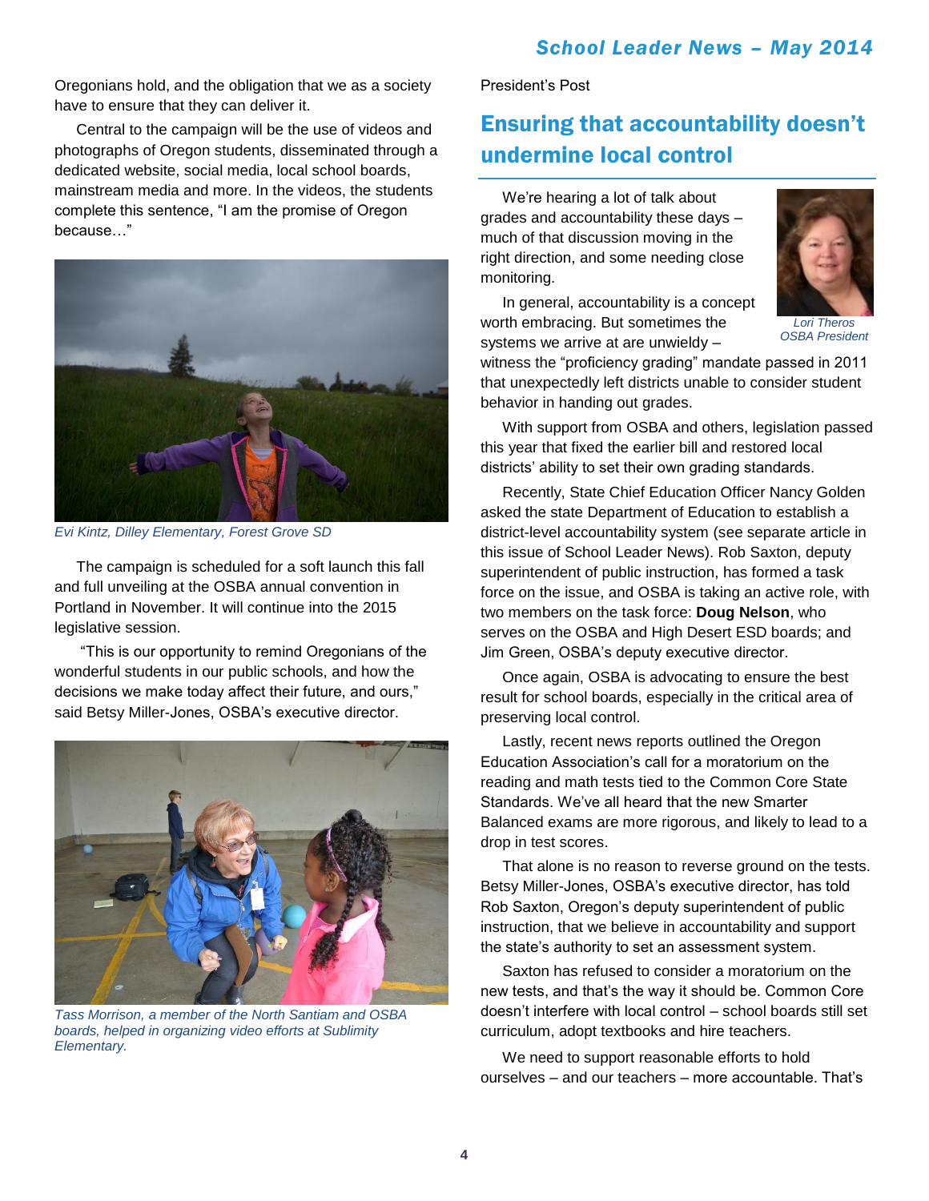Oregonians hold, and the obligation that we as a society have to ensure that they can deliver it.

Central to the campaign will be the use of videos and photographs of Oregon students, disseminated through a dedicated website, social media, local school boards, mainstream media and more. In the videos, the students complete this sentence, "I am the promise of Oregon because…"

*Evi Kintz, Dilley Elementary, Forest Grove SD*

The campaign is scheduled for a soft launch this fall and full unveiling at the OSBA annual convention in Portland in November. It will continue into the 2015 legislative session.

"This is our opportunity to remind Oregonians of the wonderful students in our public schools, and how the decisions we make today affect their future, and ours," said Betsy Miller-Jones, OSBA's executive director.

*Tass Morrison, a member of the North Santiam and OSBA boards, helped in organizing video efforts at Sublimity Elementary.*

President's Post

## Ensuring that accountability doesn't undermine local control

*Lori Theros*
*OSBA President*

We're hearing a lot of talk about grades and accountability these days – much of that discussion moving in the right direction, and some needing close monitoring.

In general, accountability is a concept worth embracing. But sometimes the systems we arrive at are unwieldy – witness the "proficiency grading" mandate passed in 2011 that unexpectedly left districts unable to consider student behavior in handing out grades.

With support from OSBA and others, legislation passed this year that fixed the earlier bill and restored local districts' ability to set their own grading standards.

Recently, State Chief Education Officer Nancy Golden asked the state Department of Education to establish a district-level accountability system (see separate article in this issue of School Leader News). Rob Saxton, deputy superintendent of public instruction, has formed a task force on the issue, and OSBA is taking an active role, with two members on the task force: **Doug Nelson**, who serves on the OSBA and High Desert ESD boards; and Jim Green, OSBA's deputy executive director.

Once again, OSBA is advocating to ensure the best result for school boards, especially in the critical area of preserving local control.

Lastly, recent news reports outlined the Oregon Education Association's call for a moratorium on the reading and math tests tied to the Common Core State Standards. We've all heard that the new Smarter Balanced exams are more rigorous, and likely to lead to a drop in test scores.

That alone is no reason to reverse ground on the tests. Betsy Miller-Jones, OSBA's executive director, has told Rob Saxton, Oregon's deputy superintendent of public instruction, that we believe in accountability and support the state's authority to set an assessment system.

Saxton has refused to consider a moratorium on the new tests, and that's the way it should be. Common Core doesn't interfere with local control – school boards still set curriculum, adopt textbooks and hire teachers.

We need to support reasonable efforts to hold ourselves – and our teachers – more accountable. That's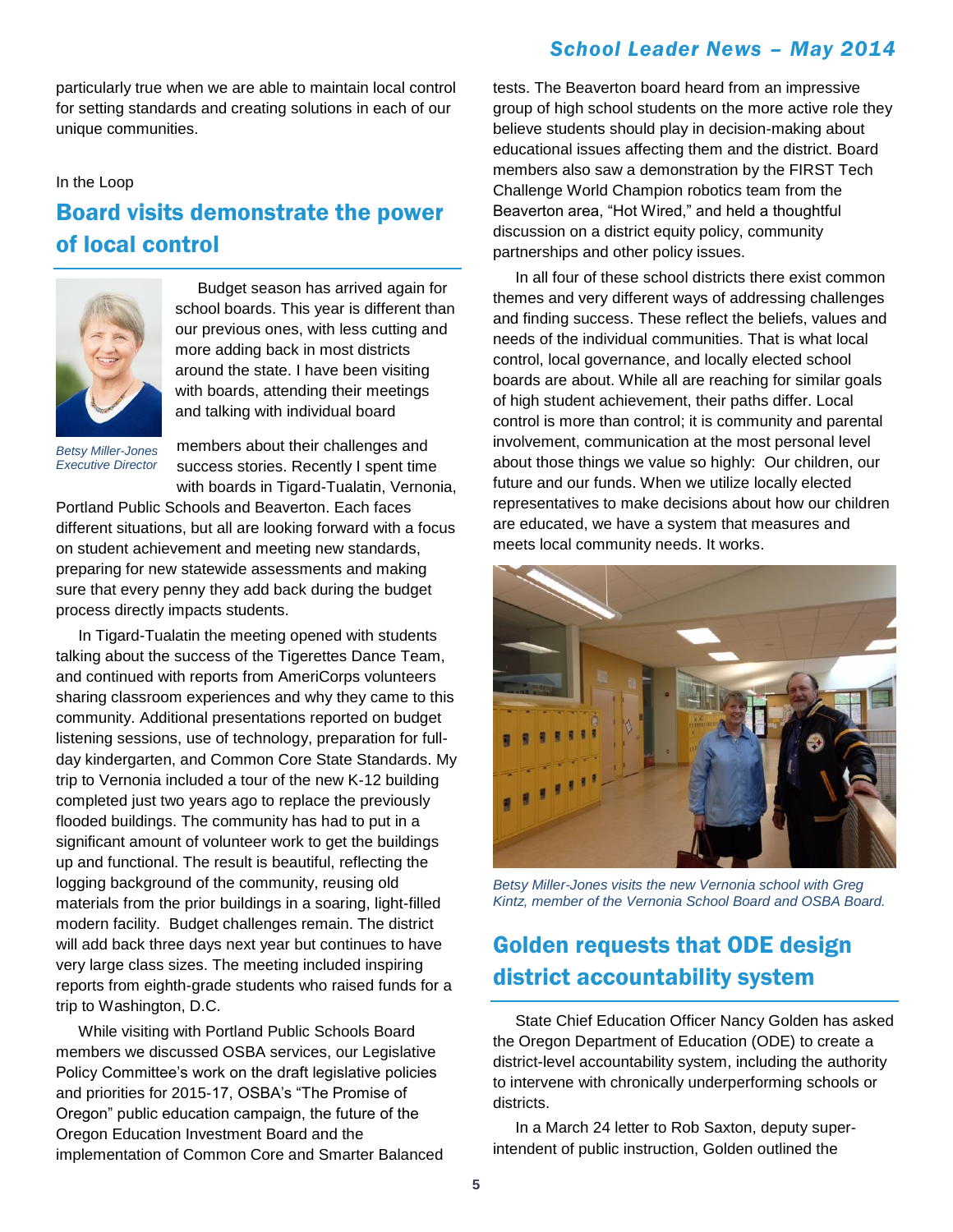particularly true when we are able to maintain local control for setting standards and creating solutions in each of our unique communities.

In the Loop

## Board visits demonstrate the power of local control

*Betsy Miller-Jones*
*Executive Director*

Budget season has arrived again for school boards. This year is different than our previous ones, with less cutting and more adding back in most districts around the state. I have been visiting with boards, attending their meetings and talking with individual board members about their challenges and success stories. Recently I spent time with boards in Tigard-Tualatin, Vernonia, Portland Public Schools and Beaverton. Each faces different situations, but all are looking forward with a focus on student achievement and meeting new standards, preparing for new statewide assessments and making sure that every penny they add back during the budget process directly impacts students.

In Tigard-Tualatin the meeting opened with students talking about the success of the Tigerettes Dance Team, and continued with reports from AmeriCorps volunteers sharing classroom experiences and why they came to this community. Additional presentations reported on budget listening sessions, use of technology, preparation for full-day kindergarten, and Common Core State Standards. My trip to Vernonia included a tour of the new K-12 building completed just two years ago to replace the previously flooded buildings. The community has had to put in a significant amount of volunteer work to get the buildings up and functional. The result is beautiful, reflecting the logging background of the community, reusing old materials from the prior buildings in a soaring, light-filled modern facility. Budget challenges remain. The district will add back three days next year but continues to have very large class sizes. The meeting included inspiring reports from eighth-grade students who raised funds for a trip to Washington, D.C.

While visiting with Portland Public Schools Board members we discussed OSBA services, our Legislative Policy Committee's work on the draft legislative policies and priorities for 2015-17, OSBA's "The Promise of Oregon" public education campaign, the future of the Oregon Education Investment Board and the implementation of Common Core and Smarter Balanced tests. The Beaverton board heard from an impressive group of high school students on the more active role they believe students should play in decision-making about educational issues affecting them and the district. Board members also saw a demonstration by the FIRST Tech Challenge World Champion robotics team from the Beaverton area, "Hot Wired," and held a thoughtful discussion on a district equity policy, community partnerships and other policy issues.

In all four of these school districts there exist common themes and very different ways of addressing challenges and finding success. These reflect the beliefs, values and needs of the individual communities. That is what local control, local governance, and locally elected school boards are about. While all are reaching for similar goals of high student achievement, their paths differ. Local control is more than control; it is community and parental involvement, communication at the most personal level about those things we value so highly: Our children, our future and our funds. When we utilize locally elected representatives to make decisions about how our children are educated, we have a system that measures and meets local community needs. It works.

*Betsy Miller-Jones visits the new Vernonia school with Greg Kintz, member of the Vernonia School Board and OSBA Board.*

## Golden requests that ODE design district accountability system

State Chief Education Officer Nancy Golden has asked the Oregon Department of Education (ODE) to create a district-level accountability system, including the authority to intervene with chronically underperforming schools or districts.

In a March 24 letter to Rob Saxton, deputy superintendent of public instruction, Golden outlined the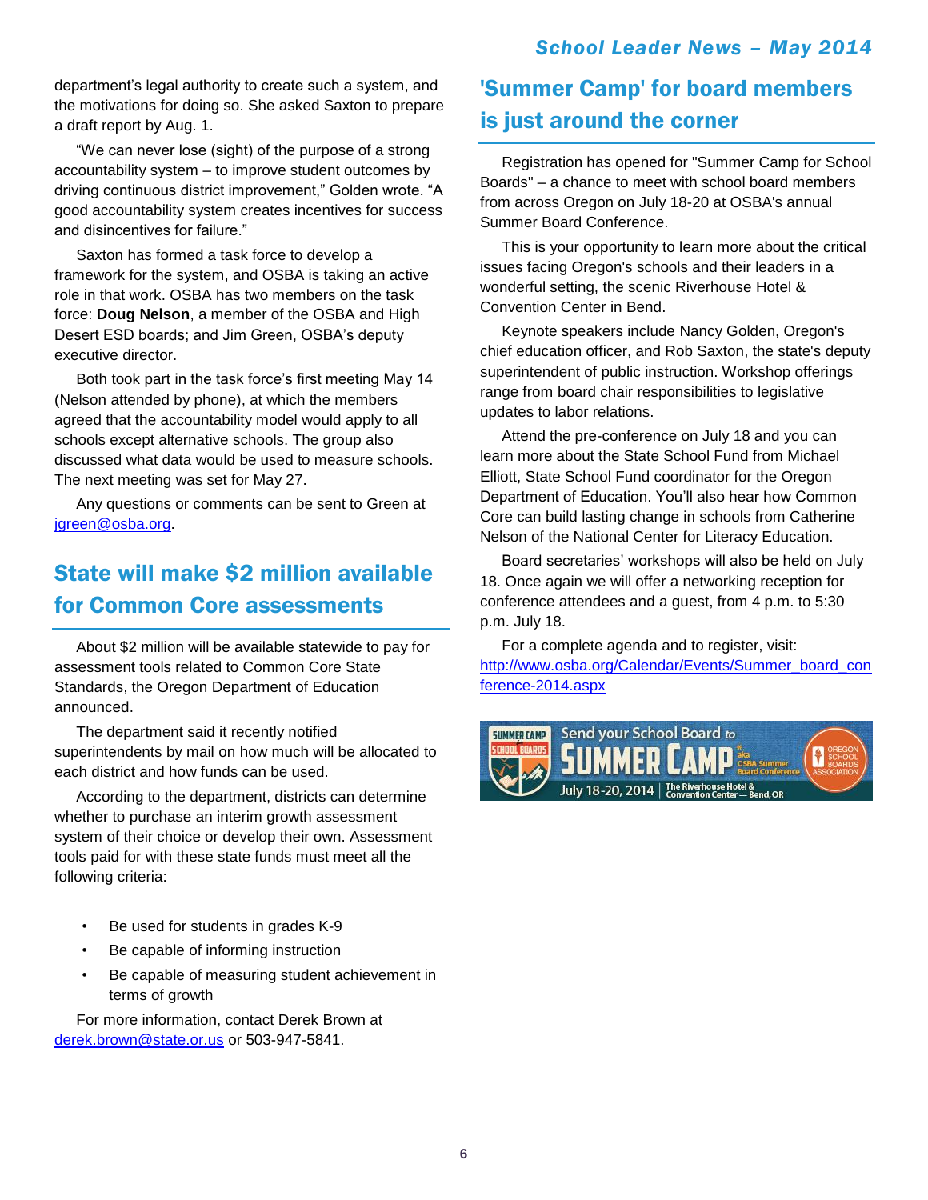department's legal authority to create such a system, and the motivations for doing so. She asked Saxton to prepare a draft report by Aug. 1.

"We can never lose (sight) of the purpose of a strong accountability system – to improve student outcomes by driving continuous district improvement," Golden wrote. "A good accountability system creates incentives for success and disincentives for failure."

Saxton has formed a task force to develop a framework for the system, and OSBA is taking an active role in that work. OSBA has two members on the task force: **Doug Nelson**, a member of the OSBA and High Desert ESD boards; and Jim Green, OSBA's deputy executive director.

Both took part in the task force's first meeting May 14 (Nelson attended by phone), at which the members agreed that the accountability model would apply to all schools except alternative schools. The group also discussed what data would be used to measure schools. The next meeting was set for May 27.

Any questions or comments can be sent to Green at jgreen@osba.org.

## State will make $2 million available for Common Core assessments

About $2 million will be available statewide to pay for assessment tools related to Common Core State Standards, the Oregon Department of Education announced.

The department said it recently notified superintendents by mail on how much will be allocated to each district and how funds can be used.

According to the department, districts can determine whether to purchase an interim growth assessment system of their choice or develop their own. Assessment tools paid for with these state funds must meet all the following criteria:

- Be used for students in grades K-9
- Be capable of informing instruction
- Be capable of measuring student achievement in terms of growth

For more information, contact Derek Brown at derek.brown@state.or.us or 503-947-5841.

## 'Summer Camp' for board members is just around the corner

Registration has opened for "Summer Camp for School Boards" – a chance to meet with school board members from across Oregon on July 18-20 at OSBA's annual Summer Board Conference.

This is your opportunity to learn more about the critical issues facing Oregon's schools and their leaders in a wonderful setting, the scenic Riverhouse Hotel & Convention Center in Bend.

Keynote speakers include Nancy Golden, Oregon's chief education officer, and Rob Saxton, the state's deputy superintendent of public instruction. Workshop offerings range from board chair responsibilities to legislative updates to labor relations.

Attend the pre-conference on July 18 and you can learn more about the State School Fund from Michael Elliott, State School Fund coordinator for the Oregon Department of Education. You'll also hear how Common Core can build lasting change in schools from Catherine Nelson of the National Center for Literacy Education.

Board secretaries' workshops will also be held on July 18. Once again we will offer a networking reception for conference attendees and a guest, from 4 p.m. to 5:30 p.m. July 18.

For a complete agenda and to register, visit: http://www.osba.org/Calendar/Events/Summer_board_conference-2014.aspx

SUMMER CAMP for SCHOOL BOARDS

Send your School Board to SUMMER CAMP* *aka OSBA Summer Board Conference

July 18-20, 2014 | The Riverhouse Hotel & Convention Center — Bend, OR

OREGON SCHOOL BOARDS ASSOCIATION